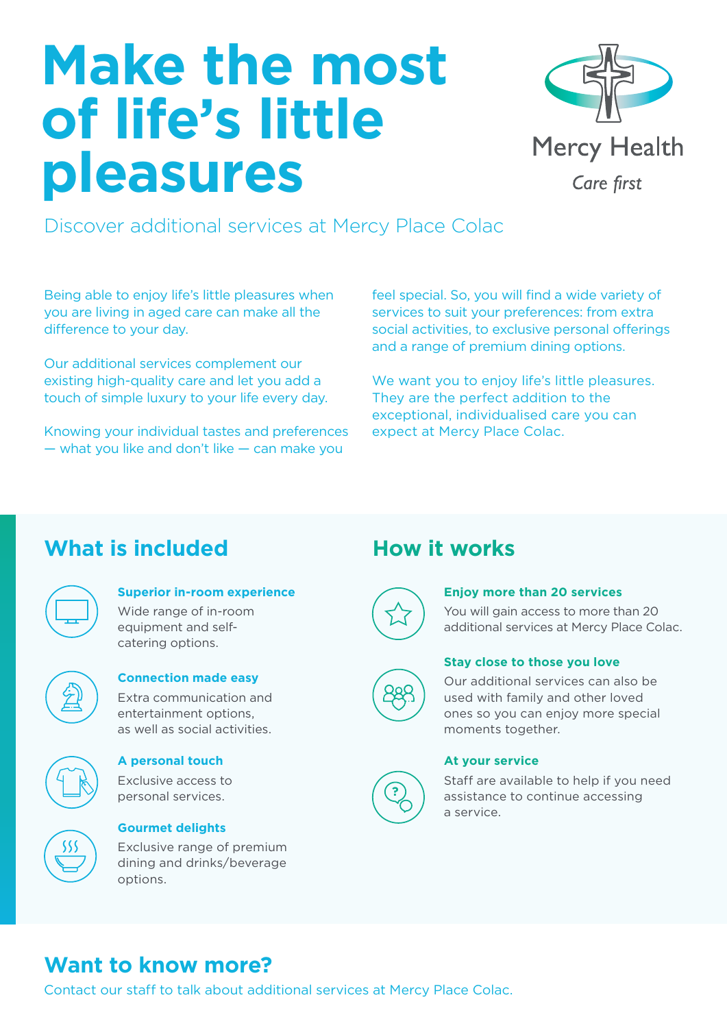# Make the most of life's little pleasures

Mercy Health

*Care first*

Discover additional services at Mercy Place Colac

Being able to enjoy life's little pleasures when you are living in aged care can make all the difference to your day.

Our additional services complement our existing high-quality care and let you add a touch of simple luxury to your life every day.

Knowing your individual tastes and preferences — what you like and don't like — can make you feel special. So, you will find a wide variety of services to suit your preferences: from extra social activities, to exclusive personal offerings and a range of premium dining options.

We want you to enjoy life's little pleasures. They are the perfect addition to the exceptional, individualised care you can expect at Mercy Place Colac.

## What is included

**Superior in-room experience**

Wide range of in-room equipment and self-catering options.

**Connection made easy**

Extra communication and entertainment options, as well as social activities.

**A personal touch**

Exclusive access to personal services.

**Gourmet delights**

Exclusive range of premium dining and drinks/beverage options.

## How it works

**Enjoy more than 20 services**

You will gain access to more than 20 additional services at Mercy Place Colac.

**Stay close to those you love**

Our additional services can also be used with family and other loved ones so you can enjoy more special moments together.

**At your service**

Staff are available to help if you need assistance to continue accessing a service.

## Want to know more?

Contact our staff to talk about additional services at Mercy Place Colac.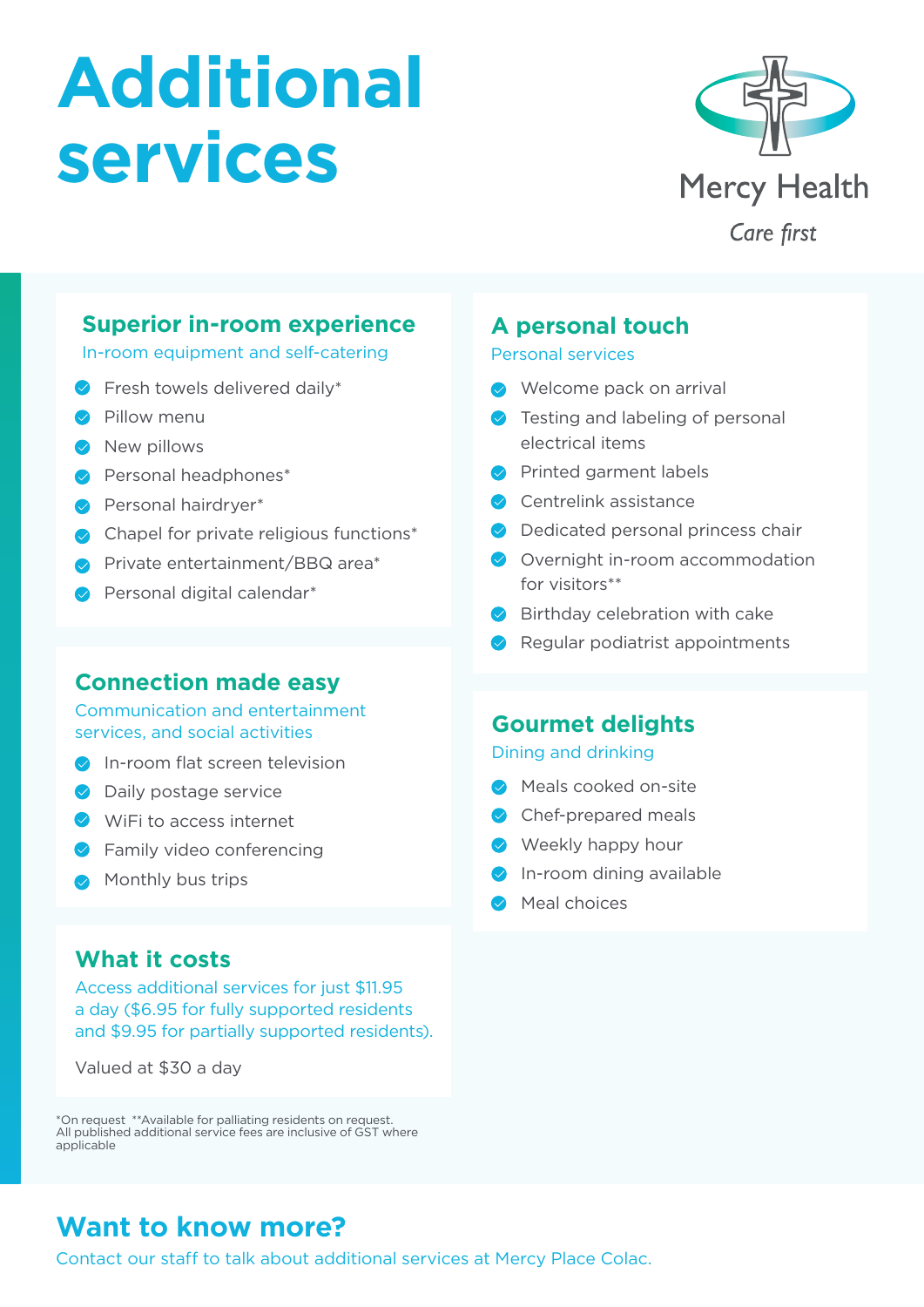# Additional services

Mercy Health

*Care first*

## Superior in-room experience

In-room equipment and self-catering

- Fresh towels delivered daily*
- Pillow menu
- New pillows
- Personal headphones*
- Personal hairdryer*
- Chapel for private religious functions*
- Private entertainment/BBQ area*
- Personal digital calendar*

## Connection made easy

Communication and entertainment services, and social activities

- In-room flat screen television
- Daily postage service
- WiFi to access internet
- Family video conferencing
- Monthly bus trips

## What it costs

Access additional services for just $11.95 a day ($6.95 for fully supported residents and $9.95 for partially supported residents).

Valued at $30 a day

## A personal touch

Personal services

- Welcome pack on arrival
- Testing and labeling of personal electrical items
- Printed garment labels
- Centrelink assistance
- Dedicated personal princess chair
- Overnight in-room accommodation for visitors**
- Birthday celebration with cake
- Regular podiatrist appointments

## Gourmet delights

Dining and drinking

- Meals cooked on-site
- Chef-prepared meals
- Weekly happy hour
- In-room dining available
- Meal choices

*On request **Available for palliating residents on request.
All published additional service fees are inclusive of GST where applicable

## Want to know more?

Contact our staff to talk about additional services at Mercy Place Colac.